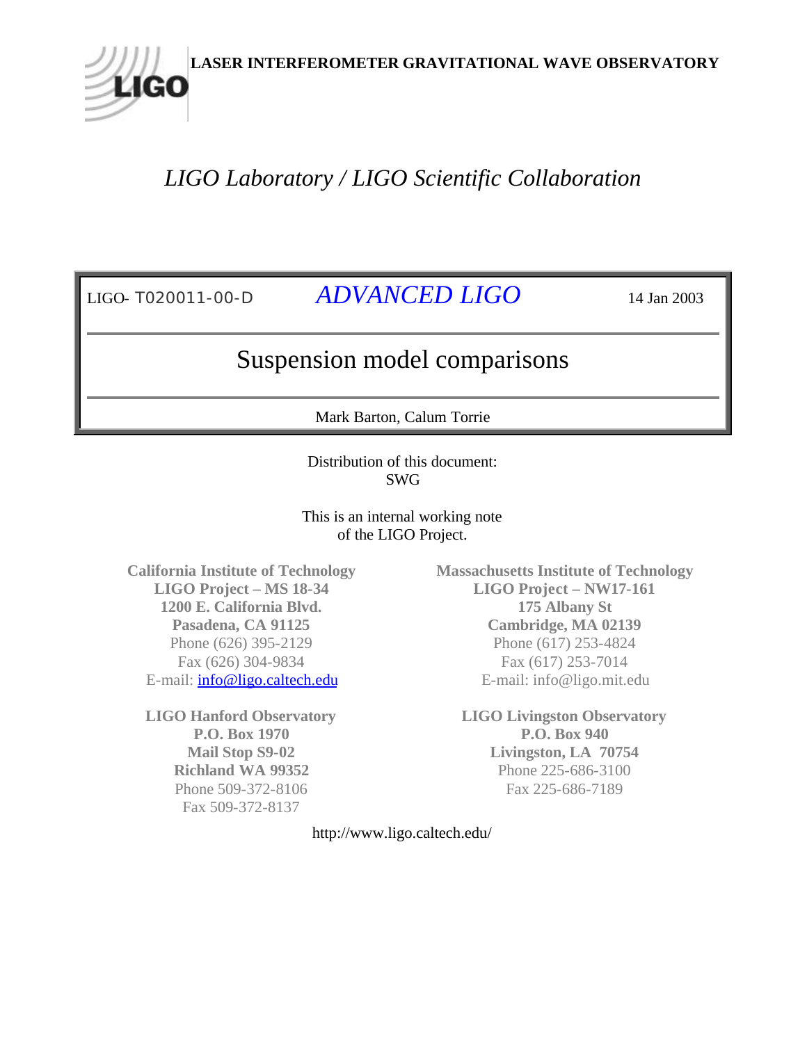**LASER INTERFEROMETER GRAVITATIONAL WAVE OBSERVATORY**

*LIGO Laboratory / LIGO Scientific Collaboration*

| LIGO- T020011-00-D | *ADVANCED LIGO* | 14 Jan 2003 |
|---|---|---|

# Suspension model comparisons

Mark Barton, Calum Torrie

Distribution of this document:
SWG

This is an internal working note
of the LIGO Project.

**California Institute of Technology**
**LIGO Project – MS 18-34**
**1200 E. California Blvd.**
**Pasadena, CA 91125**
Phone (626) 395-2129
Fax (626) 304-9834
E-mail: info@ligo.caltech.edu

**Massachusetts Institute of Technology**
**LIGO Project – NW17-161**
**175 Albany St**
**Cambridge, MA 02139**
Phone (617) 253-4824
Fax (617) 253-7014
E-mail: info@ligo.mit.edu

**LIGO Hanford Observatory**
**P.O. Box 1970**
**Mail Stop S9-02**
**Richland WA 99352**
Phone 509-372-8106
Fax 509-372-8137

**LIGO Livingston Observatory**
**P.O. Box 940**
**Livingston, LA 70754**
Phone 225-686-3100
Fax 225-686-7189

http://www.ligo.caltech.edu/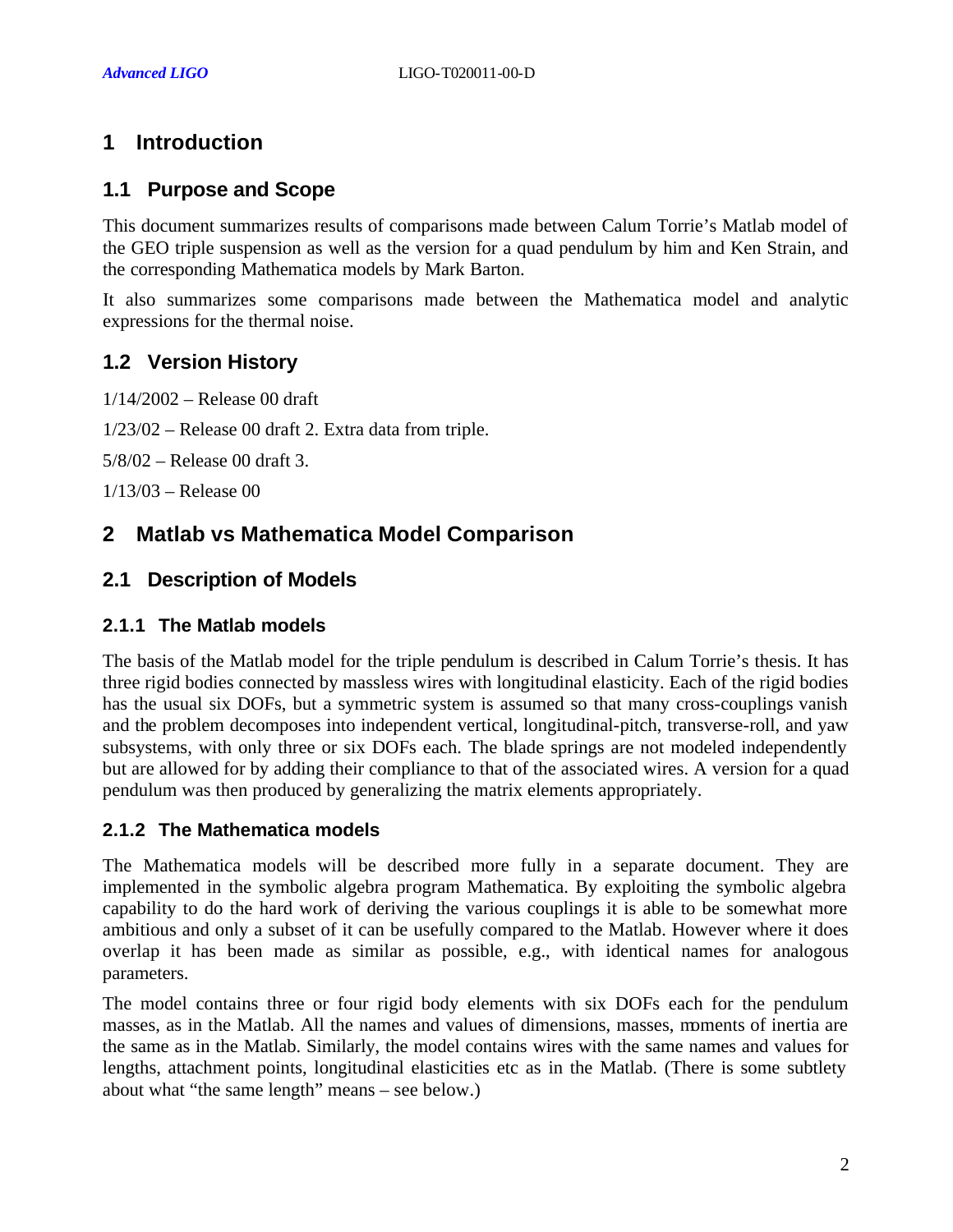# 1 Introduction

## 1.1 Purpose and Scope

This document summarizes results of comparisons made between Calum Torrie's Matlab model of the GEO triple suspension as well as the version for a quad pendulum by him and Ken Strain, and the corresponding Mathematica models by Mark Barton.

It also summarizes some comparisons made between the Mathematica model and analytic expressions for the thermal noise.

## 1.2 Version History

1/14/2002 – Release 00 draft

1/23/02 – Release 00 draft 2. Extra data from triple.

5/8/02 – Release 00 draft 3.

1/13/03 – Release 00

# 2 Matlab vs Mathematica Model Comparison

## 2.1 Description of Models

### 2.1.1 The Matlab models

The basis of the Matlab model for the triple pendulum is described in Calum Torrie's thesis. It has three rigid bodies connected by massless wires with longitudinal elasticity. Each of the rigid bodies has the usual six DOFs, but a symmetric system is assumed so that many cross-couplings vanish and the problem decomposes into independent vertical, longitudinal-pitch, transverse-roll, and yaw subsystems, with only three or six DOFs each. The blade springs are not modeled independently but are allowed for by adding their compliance to that of the associated wires. A version for a quad pendulum was then produced by generalizing the matrix elements appropriately.

### 2.1.2 The Mathematica models

The Mathematica models will be described more fully in a separate document. They are implemented in the symbolic algebra program Mathematica. By exploiting the symbolic algebra capability to do the hard work of deriving the various couplings it is able to be somewhat more ambitious and only a subset of it can be usefully compared to the Matlab. However where it does overlap it has been made as similar as possible, e.g., with identical names for analogous parameters.

The model contains three or four rigid body elements with six DOFs each for the pendulum masses, as in the Matlab. All the names and values of dimensions, masses, moments of inertia are the same as in the Matlab. Similarly, the model contains wires with the same names and values for lengths, attachment points, longitudinal elasticities etc as in the Matlab. (There is some subtlety about what "the same length" means – see below.)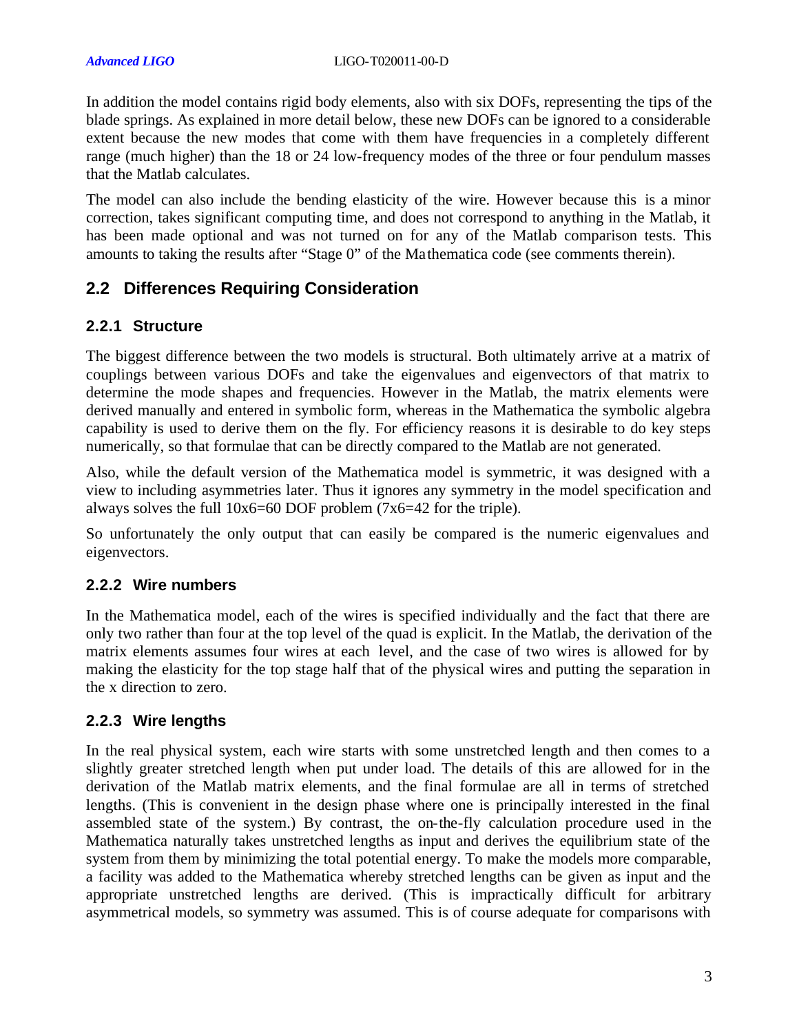In addition the model contains rigid body elements, also with six DOFs, representing the tips of the blade springs. As explained in more detail below, these new DOFs can be ignored to a considerable extent because the new modes that come with them have frequencies in a completely different range (much higher) than the 18 or 24 low-frequency modes of the three or four pendulum masses that the Matlab calculates.

The model can also include the bending elasticity of the wire. However because this is a minor correction, takes significant computing time, and does not correspond to anything in the Matlab, it has been made optional and was not turned on for any of the Matlab comparison tests. This amounts to taking the results after "Stage 0" of the Mathematica code (see comments therein).

## 2.2 Differences Requiring Consideration

### 2.2.1 Structure

The biggest difference between the two models is structural. Both ultimately arrive at a matrix of couplings between various DOFs and take the eigenvalues and eigenvectors of that matrix to determine the mode shapes and frequencies. However in the Matlab, the matrix elements were derived manually and entered in symbolic form, whereas in the Mathematica the symbolic algebra capability is used to derive them on the fly. For efficiency reasons it is desirable to do key steps numerically, so that formulae that can be directly compared to the Matlab are not generated.

Also, while the default version of the Mathematica model is symmetric, it was designed with a view to including asymmetries later. Thus it ignores any symmetry in the model specification and always solves the full 10x6=60 DOF problem (7x6=42 for the triple).

So unfortunately the only output that can easily be compared is the numeric eigenvalues and eigenvectors.

### 2.2.2 Wire numbers

In the Mathematica model, each of the wires is specified individually and the fact that there are only two rather than four at the top level of the quad is explicit. In the Matlab, the derivation of the matrix elements assumes four wires at each level, and the case of two wires is allowed for by making the elasticity for the top stage half that of the physical wires and putting the separation in the x direction to zero.

### 2.2.3 Wire lengths

In the real physical system, each wire starts with some unstretched length and then comes to a slightly greater stretched length when put under load. The details of this are allowed for in the derivation of the Matlab matrix elements, and the final formulae are all in terms of stretched lengths. (This is convenient in the design phase where one is principally interested in the final assembled state of the system.) By contrast, the on-the-fly calculation procedure used in the Mathematica naturally takes unstretched lengths as input and derives the equilibrium state of the system from them by minimizing the total potential energy. To make the models more comparable, a facility was added to the Mathematica whereby stretched lengths can be given as input and the appropriate unstretched lengths are derived. (This is impractically difficult for arbitrary asymmetrical models, so symmetry was assumed. This is of course adequate for comparisons with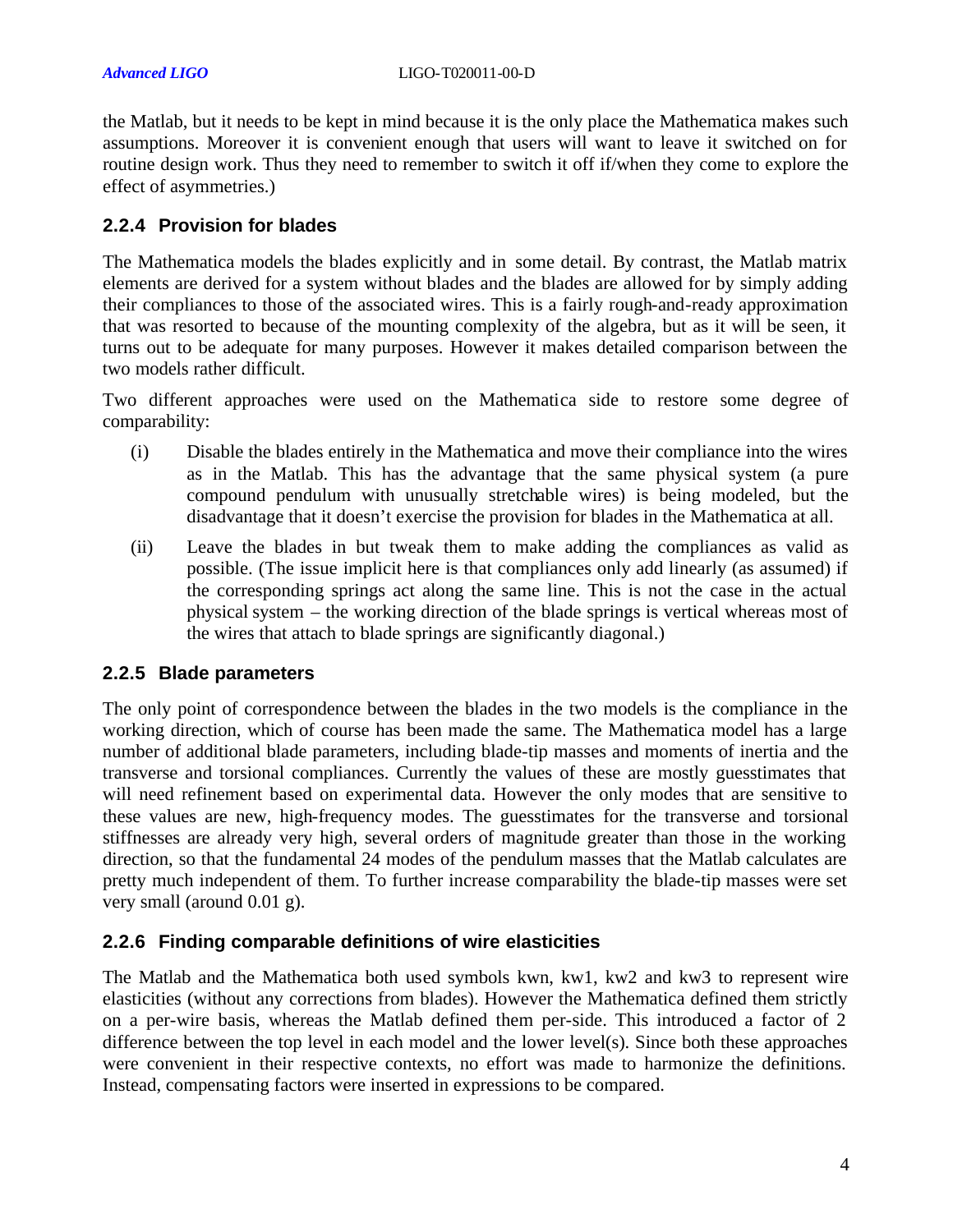the Matlab, but it needs to be kept in mind because it is the only place the Mathematica makes such assumptions. Moreover it is convenient enough that users will want to leave it switched on for routine design work. Thus they need to remember to switch it off if/when they come to explore the effect of asymmetries.)

### 2.2.4 Provision for blades

The Mathematica models the blades explicitly and in some detail. By contrast, the Matlab matrix elements are derived for a system without blades and the blades are allowed for by simply adding their compliances to those of the associated wires. This is a fairly rough-and-ready approximation that was resorted to because of the mounting complexity of the algebra, but as it will be seen, it turns out to be adequate for many purposes. However it makes detailed comparison between the two models rather difficult.

Two different approaches were used on the Mathematica side to restore some degree of comparability:

(i) Disable the blades entirely in the Mathematica and move their compliance into the wires as in the Matlab. This has the advantage that the same physical system (a pure compound pendulum with unusually stretchable wires) is being modeled, but the disadvantage that it doesn't exercise the provision for blades in the Mathematica at all.

(ii) Leave the blades in but tweak them to make adding the compliances as valid as possible. (The issue implicit here is that compliances only add linearly (as assumed) if the corresponding springs act along the same line. This is not the case in the actual physical system – the working direction of the blade springs is vertical whereas most of the wires that attach to blade springs are significantly diagonal.)

### 2.2.5 Blade parameters

The only point of correspondence between the blades in the two models is the compliance in the working direction, which of course has been made the same. The Mathematica model has a large number of additional blade parameters, including blade-tip masses and moments of inertia and the transverse and torsional compliances. Currently the values of these are mostly guesstimates that will need refinement based on experimental data. However the only modes that are sensitive to these values are new, high-frequency modes. The guesstimates for the transverse and torsional stiffnesses are already very high, several orders of magnitude greater than those in the working direction, so that the fundamental 24 modes of the pendulum masses that the Matlab calculates are pretty much independent of them. To further increase comparability the blade-tip masses were set very small (around 0.01 g).

### 2.2.6 Finding comparable definitions of wire elasticities

The Matlab and the Mathematica both used symbols kwn, kw1, kw2 and kw3 to represent wire elasticities (without any corrections from blades). However the Mathematica defined them strictly on a per-wire basis, whereas the Matlab defined them per-side. This introduced a factor of 2 difference between the top level in each model and the lower level(s). Since both these approaches were convenient in their respective contexts, no effort was made to harmonize the definitions. Instead, compensating factors were inserted in expressions to be compared.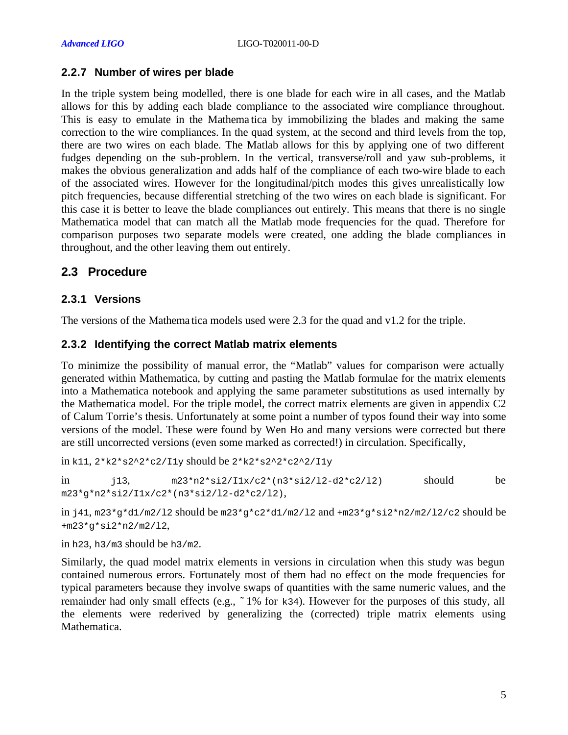### 2.2.7 Number of wires per blade

In the triple system being modelled, there is one blade for each wire in all cases, and the Matlab allows for this by adding each blade compliance to the associated wire compliance throughout. This is easy to emulate in the Mathematica by immobilizing the blades and making the same correction to the wire compliances. In the quad system, at the second and third levels from the top, there are two wires on each blade. The Matlab allows for this by applying one of two different fudges depending on the sub-problem. In the vertical, transverse/roll and yaw sub-problems, it makes the obvious generalization and adds half of the compliance of each two-wire blade to each of the associated wires. However for the longitudinal/pitch modes this gives unrealistically low pitch frequencies, because differential stretching of the two wires on each blade is significant. For this case it is better to leave the blade compliances out entirely. This means that there is no single Mathematica model that can match all the Matlab mode frequencies for the quad. Therefore for comparison purposes two separate models were created, one adding the blade compliances in throughout, and the other leaving them out entirely.

## 2.3 Procedure

### 2.3.1 Versions

The versions of the Mathematica models used were 2.3 for the quad and v1.2 for the triple.

### 2.3.2 Identifying the correct Matlab matrix elements

To minimize the possibility of manual error, the "Matlab" values for comparison were actually generated within Mathematica, by cutting and pasting the Matlab formulae for the matrix elements into a Mathematica notebook and applying the same parameter substitutions as used internally by the Mathematica model. For the triple model, the correct matrix elements are given in appendix C2 of Calum Torrie's thesis. Unfortunately at some point a number of typos found their way into some versions of the model. These were found by Wen Ho and many versions were corrected but there are still uncorrected versions (even some marked as corrected!) in circulation. Specifically,

in `k11`, `2*k2*s2^2*c2/I1y` should be `2*k2*s2^2*c2^2/I1y`

in `j13`, `m23*n2*si2/I1x/c2*(n3*si2/l2-d2*c2/l2)` should be `m23*g*n2*si2/I1x/c2*(n3*si2/l2-d2*c2/l2)`,

in `j41`, `m23*g*d1/m2/l2` should be `m23*g*c2*d1/m2/l2` and `+m23*g*si2*n2/m2/l2/c2` should be `+m23*g*si2*n2/m2/l2`,

in `h23`, `h3/m3` should be `h3/m2`.

Similarly, the quad model matrix elements in versions in circulation when this study was begun contained numerous errors. Fortunately most of them had no effect on the mode frequencies for typical parameters because they involve swaps of quantities with the same numeric values, and the remainder had only small effects (e.g., ~ 1% for `k34`). However for the purposes of this study, all the elements were rederived by generalizing the (corrected) triple matrix elements using Mathematica.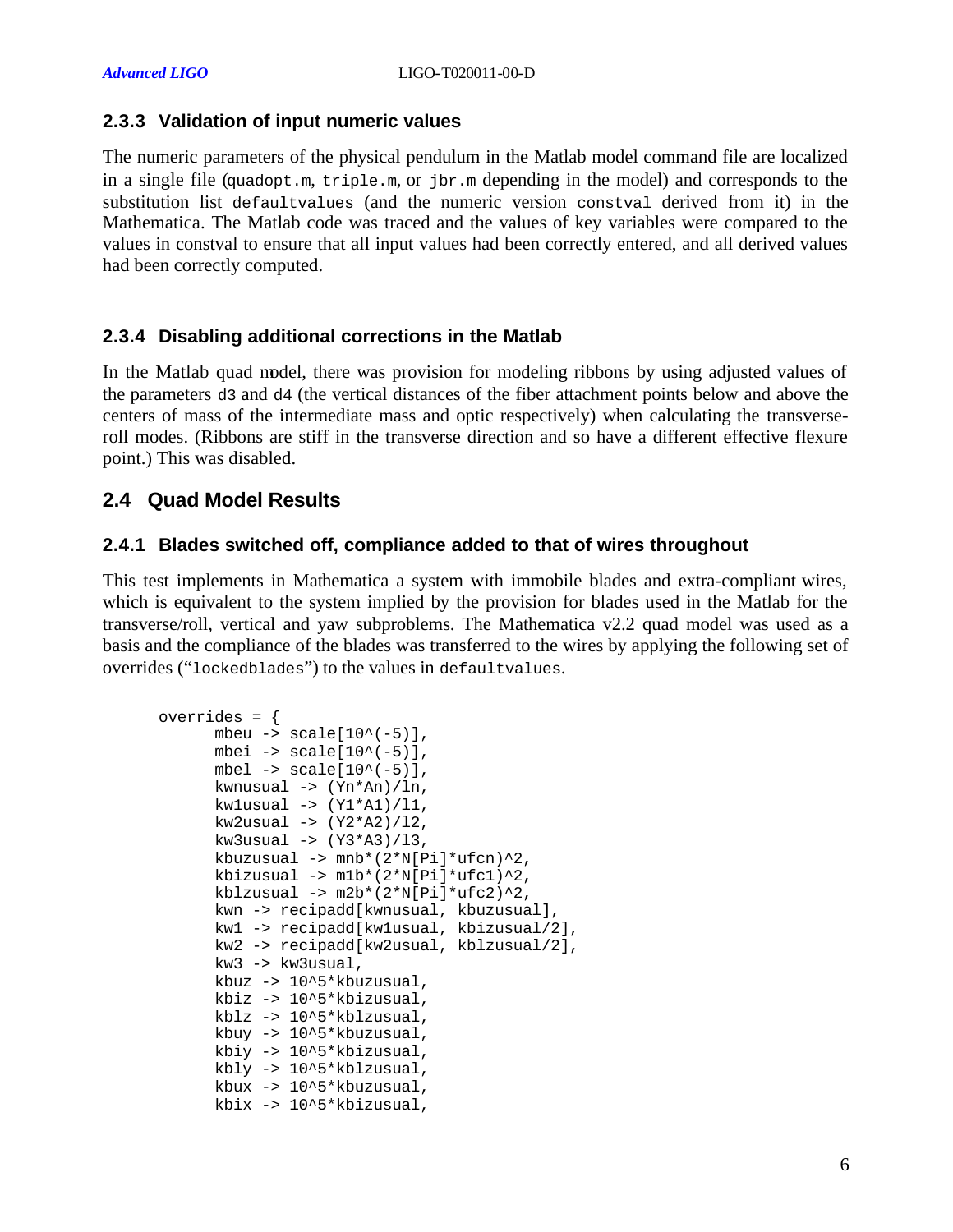### 2.3.3 Validation of input numeric values

The numeric parameters of the physical pendulum in the Matlab model command file are localized in a single file (`quadopt.m`, `triple.m`, or `jbr.m` depending in the model) and corresponds to the substitution list `defaultvalues` (and the numeric version `constval` derived from it) in the Mathematica. The Matlab code was traced and the values of key variables were compared to the values in constval to ensure that all input values had been correctly entered, and all derived values had been correctly computed.

### 2.3.4 Disabling additional corrections in the Matlab

In the Matlab quad model, there was provision for modeling ribbons by using adjusted values of the parameters `d3` and `d4` (the vertical distances of the fiber attachment points below and above the centers of mass of the intermediate mass and optic respectively) when calculating the transverse-roll modes. (Ribbons are stiff in the transverse direction and so have a different effective flexure point.) This was disabled.

## 2.4 Quad Model Results

### 2.4.1 Blades switched off, compliance added to that of wires throughout

This test implements in Mathematica a system with immobile blades and extra-compliant wires, which is equivalent to the system implied by the provision for blades used in the Matlab for the transverse/roll, vertical and yaw subproblems. The Mathematica v2.2 quad model was used as a basis and the compliance of the blades was transferred to the wires by applying the following set of overrides ("`lockedblades`") to the values in `defaultvalues`.

```
overrides = {
      mbeu -> scale[10^(-5)],
      mbei -> scale[10^(-5)],
      mbel -> scale[10^(-5)],
      kwnusual -> (Yn*An)/ln,
      kw1usual -> (Y1*A1)/l1,
      kw2usual -> (Y2*A2)/l2,
      kw3usual -> (Y3*A3)/l3,
      kbuzusual -> mnb*(2*N[Pi]*ufcn)^2,
      kbizusual -> m1b*(2*N[Pi]*ufc1)^2,
      kblzusual -> m2b*(2*N[Pi]*ufc2)^2,
      kwn -> recipadd[kwnusual, kbuzusual],
      kw1 -> recipadd[kw1usual, kbizusual/2],
      kw2 -> recipadd[kw2usual, kblzusual/2],
      kw3 -> kw3usual,
      kbuz -> 10^5*kbuzusual,
      kbiz -> 10^5*kbizusual,
      kblz -> 10^5*kblzusual,
      kbuy -> 10^5*kbuzusual,
      kbiy -> 10^5*kbizusual,
      kbly -> 10^5*kblzusual,
      kbux -> 10^5*kbuzusual,
      kbix -> 10^5*kbizusual,
```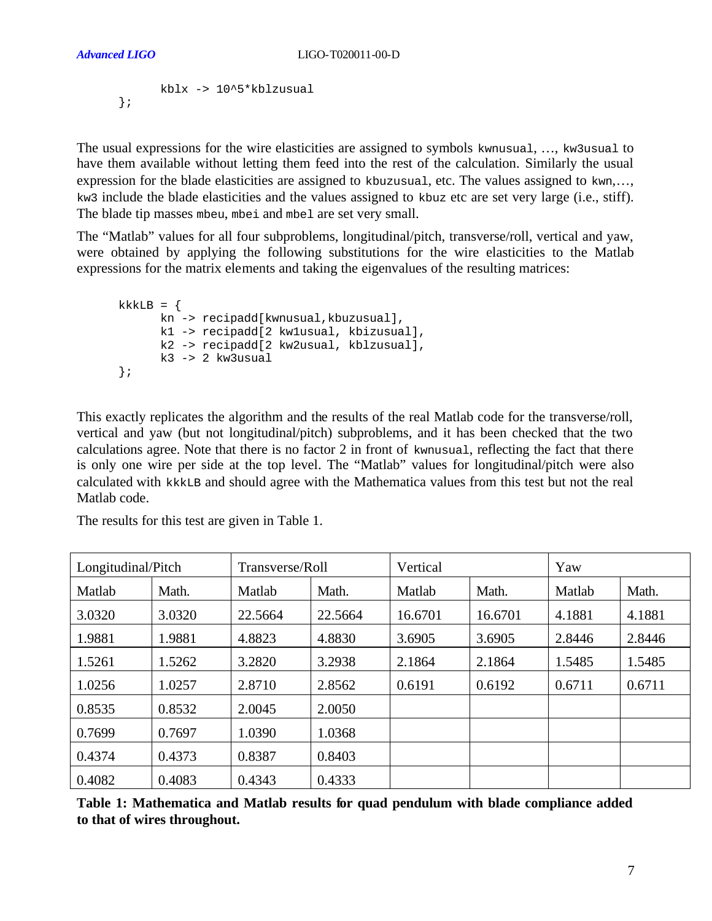```
        kblx -> 10^5*kblzusual
};
```

The usual expressions for the wire elasticities are assigned to symbols `kwnusual`, …, `kw3usual` to have them available without letting them feed into the rest of the calculation. Similarly the usual expression for the blade elasticities are assigned to `kbuzusual`, etc. The values assigned to `kwn`,…, `kw3` include the blade elasticities and the values assigned to `kbuz` etc are set very large (i.e., stiff). The blade tip masses `mbeu`, `mbei` and `mbel` are set very small.

The "Matlab" values for all four subproblems, longitudinal/pitch, transverse/roll, vertical and yaw, were obtained by applying the following substitutions for the wire elasticities to the Matlab expressions for the matrix elements and taking the eigenvalues of the resulting matrices:

```
kkkLB = {
        kn -> recipadd[kwnusual,kbuzusual],
        k1 -> recipadd[2 kw1usual, kbizusual],
        k2 -> recipadd[2 kw2usual, kblzusual],
        k3 -> 2 kw3usual
};
```

This exactly replicates the algorithm and the results of the real Matlab code for the transverse/roll, vertical and yaw (but not longitudinal/pitch) subproblems, and it has been checked that the two calculations agree. Note that there is no factor 2 in front of `kwnusual`, reflecting the fact that there is only one wire per side at the top level. The "Matlab" values for longitudinal/pitch were also calculated with `kkkLB` and should agree with the Mathematica values from this test but not the real Matlab code.

The results for this test are given in Table 1.

| Longitudinal/Pitch | | Transverse/Roll | | Vertical | | Yaw | |
|---|---|---|---|---|---|---|---|
| Matlab | Math. | Matlab | Math. | Matlab | Math. | Matlab | Math. |
| 3.0320 | 3.0320 | 22.5664 | 22.5664 | 16.6701 | 16.6701 | 4.1881 | 4.1881 |
| 1.9881 | 1.9881 | 4.8823 | 4.8830 | 3.6905 | 3.6905 | 2.8446 | 2.8446 |
| 1.5261 | 1.5262 | 3.2820 | 3.2938 | 2.1864 | 2.1864 | 1.5485 | 1.5485 |
| 1.0256 | 1.0257 | 2.8710 | 2.8562 | 0.6191 | 0.6192 | 0.6711 | 0.6711 |
| 0.8535 | 0.8532 | 2.0045 | 2.0050 | | | | |
| 0.7699 | 0.7697 | 1.0390 | 1.0368 | | | | |
| 0.4374 | 0.4373 | 0.8387 | 0.8403 | | | | |
| 0.4082 | 0.4083 | 0.4343 | 0.4333 | | | | |

**Table 1: Mathematica and Matlab results for quad pendulum with blade compliance added to that of wires throughout.**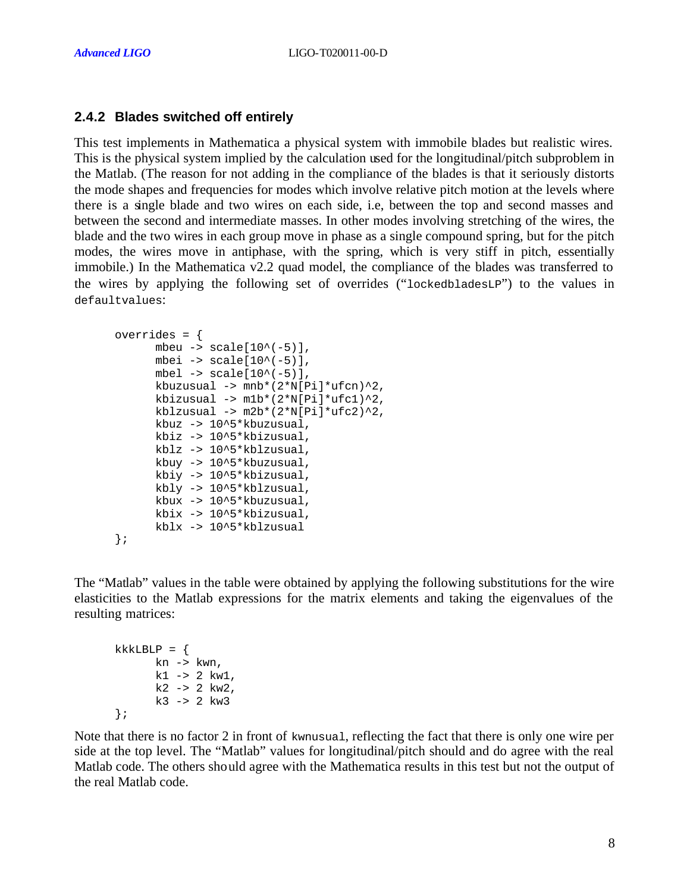### 2.4.2 Blades switched off entirely

This test implements in Mathematica a physical system with immobile blades but realistic wires. This is the physical system implied by the calculation used for the longitudinal/pitch subproblem in the Matlab. (The reason for not adding in the compliance of the blades is that it seriously distorts the mode shapes and frequencies for modes which involve relative pitch motion at the levels where there is a single blade and two wires on each side, i.e, between the top and second masses and between the second and intermediate masses. In other modes involving stretching of the wires, the blade and the two wires in each group move in phase as a single compound spring, but for the pitch modes, the wires move in antiphase, with the spring, which is very stiff in pitch, essentially immobile.) In the Mathematica v2.2 quad model, the compliance of the blades was transferred to the wires by applying the following set of overrides ("`lockedbladesLP`") to the values in `defaultvalues`:

```
overrides = {
      mbeu -> scale[10^(-5)],
      mbei -> scale[10^(-5)],
      mbel -> scale[10^(-5)],
      kbuzusual -> mnb*(2*N[Pi]*ufcn)^2,
      kbizusual -> m1b*(2*N[Pi]*ufc1)^2,
      kblzusual -> m2b*(2*N[Pi]*ufc2)^2,
      kbuz -> 10^5*kbuzusual,
      kbiz -> 10^5*kbizusual,
      kblz -> 10^5*kblzusual,
      kbuy -> 10^5*kbuzusual,
      kbiy -> 10^5*kbizusual,
      kbly -> 10^5*kblzusual,
      kbux -> 10^5*kbuzusual,
      kbix -> 10^5*kbizusual,
      kblx -> 10^5*kblzusual
};
```

The "Matlab" values in the table were obtained by applying the following substitutions for the wire elasticities to the Matlab expressions for the matrix elements and taking the eigenvalues of the resulting matrices:

```
kkkLBLP = {
      kn -> kwn,
      k1 -> 2 kw1,
      k2 -> 2 kw2,
      k3 -> 2 kw3
};
```

Note that there is no factor 2 in front of `kwnusual`, reflecting the fact that there is only one wire per side at the top level. The "Matlab" values for longitudinal/pitch should and do agree with the real Matlab code. The others should agree with the Mathematica results in this test but not the output of the real Matlab code.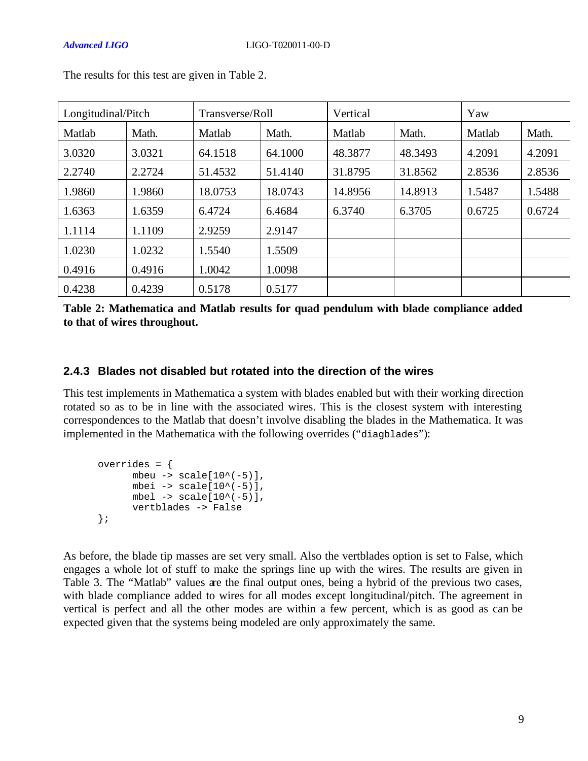The results for this test are given in Table 2.

| Longitudinal/Pitch | | Transverse/Roll | | Vertical | | Yaw | |
|---|---|---|---|---|---|---|---|
| Matlab | Math. | Matlab | Math. | Matlab | Math. | Matlab | Math. |
| 3.0320 | 3.0321 | 64.1518 | 64.1000 | 48.3877 | 48.3493 | 4.2091 | 4.2091 |
| 2.2740 | 2.2724 | 51.4532 | 51.4140 | 31.8795 | 31.8562 | 2.8536 | 2.8536 |
| 1.9860 | 1.9860 | 18.0753 | 18.0743 | 14.8956 | 14.8913 | 1.5487 | 1.5488 |
| 1.6363 | 1.6359 | 6.4724 | 6.4684 | 6.3740 | 6.3705 | 0.6725 | 0.6724 |
| 1.1114 | 1.1109 | 2.9259 | 2.9147 | | | | |
| 1.0230 | 1.0232 | 1.5540 | 1.5509 | | | | |
| 0.4916 | 0.4916 | 1.0042 | 1.0098 | | | | |
| 0.4238 | 0.4239 | 0.5178 | 0.5177 | | | | |

**Table 2: Mathematica and Matlab results for quad pendulum with blade compliance added to that of wires throughout.**

### 2.4.3 Blades not disabled but rotated into the direction of the wires

This test implements in Mathematica a system with blades enabled but with their working direction rotated so as to be in line with the associated wires. This is the closest system with interesting correspondences to the Matlab that doesn't involve disabling the blades in the Mathematica. It was implemented in the Mathematica with the following overrides ("`diagblades`"):

```
overrides = {
      mbeu -> scale[10^(-5)],
      mbei -> scale[10^(-5)],
      mbel -> scale[10^(-5)],
      vertblades -> False
};
```

As before, the blade tip masses are set very small. Also the vertblades option is set to False, which engages a whole lot of stuff to make the springs line up with the wires. The results are given in Table 3. The "Matlab" values are the final output ones, being a hybrid of the previous two cases, with blade compliance added to wires for all modes except longitudinal/pitch. The agreement in vertical is perfect and all the other modes are within a few percent, which is as good as can be expected given that the systems being modeled are only approximately the same.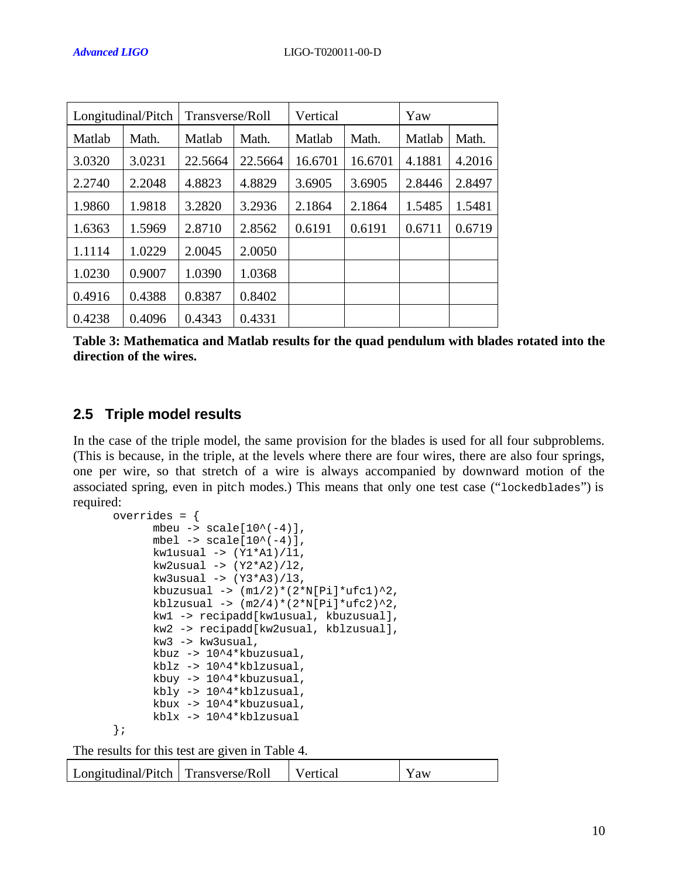| Longitudinal/Pitch | | Transverse/Roll | | Vertical | | Yaw | |
|---|---|---|---|---|---|---|---|
| Matlab | Math. | Matlab | Math. | Matlab | Math. | Matlab | Math. |
| 3.0320 | 3.0231 | 22.5664 | 22.5664 | 16.6701 | 16.6701 | 4.1881 | 4.2016 |
| 2.2740 | 2.2048 | 4.8823 | 4.8829 | 3.6905 | 3.6905 | 2.8446 | 2.8497 |
| 1.9860 | 1.9818 | 3.2820 | 3.2936 | 2.1864 | 2.1864 | 1.5485 | 1.5481 |
| 1.6363 | 1.5969 | 2.8710 | 2.8562 | 0.6191 | 0.6191 | 0.6711 | 0.6719 |
| 1.1114 | 1.0229 | 2.0045 | 2.0050 | | | | |
| 1.0230 | 0.9007 | 1.0390 | 1.0368 | | | | |
| 0.4916 | 0.4388 | 0.8387 | 0.8402 | | | | |
| 0.4238 | 0.4096 | 0.4343 | 0.4331 | | | | |

**Table 3: Mathematica and Matlab results for the quad pendulum with blades rotated into the direction of the wires.**

## 2.5 Triple model results

In the case of the triple model, the same provision for the blades is used for all four subproblems. (This is because, in the triple, at the levels where there are four wires, there are also four springs, one per wire, so that stretch of a wire is always accompanied by downward motion of the associated spring, even in pitch modes.) This means that only one test case ("lockedblades") is required:

```
overrides = {
      mbeu -> scale[10^(-4)],
      mbel -> scale[10^(-4)],
      kw1usual -> (Y1*A1)/l1,
      kw2usual -> (Y2*A2)/l2,
      kw3usual -> (Y3*A3)/l3,
      kbuzusual -> (m1/2)*(2*N[Pi]*ufc1)^2,
      kblzusual -> (m2/4)*(2*N[Pi]*ufc2)^2,
      kw1 -> recipadd[kw1usual, kbuzusual],
      kw2 -> recipadd[kw2usual, kblzusual],
      kw3 -> kw3usual,
      kbuz -> 10^4*kbuzusual,
      kblz -> 10^4*kblzusual,
      kbuy -> 10^4*kbuzusual,
      kbly -> 10^4*kblzusual,
      kbux -> 10^4*kbuzusual,
      kblx -> 10^4*kblzusual
};
```

The results for this test are given in Table 4.

| Longitudinal/Pitch | Transverse/Roll | Vertical | Yaw |
|---|---|---|---|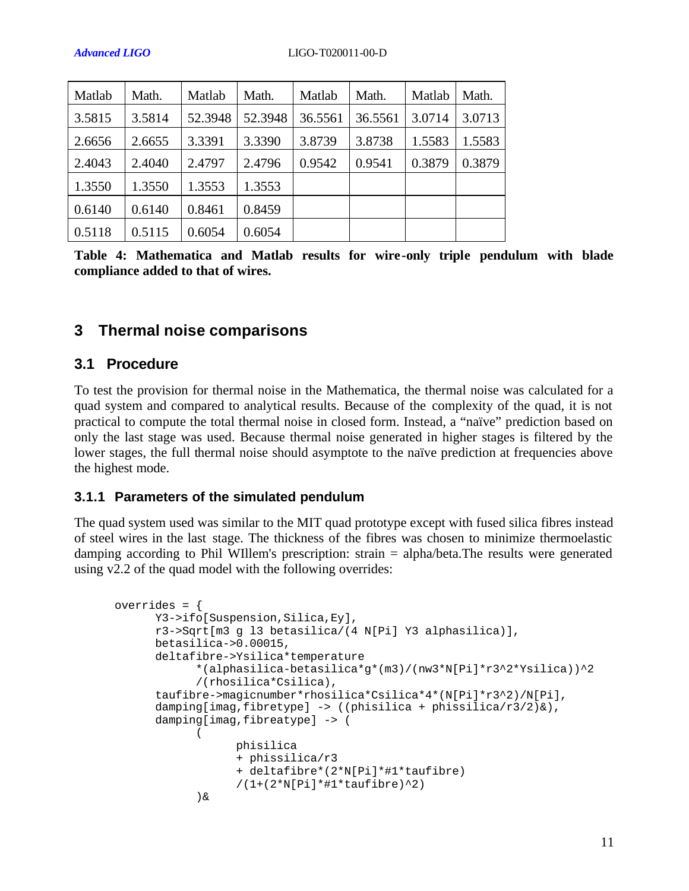| Matlab | Math. | Matlab | Math. | Matlab | Math. | Matlab | Math. |
|---|---|---|---|---|---|---|---|
| 3.5815 | 3.5814 | 52.3948 | 52.3948 | 36.5561 | 36.5561 | 3.0714 | 3.0713 |
| 2.6656 | 2.6655 | 3.3391 | 3.3390 | 3.8739 | 3.8738 | 1.5583 | 1.5583 |
| 2.4043 | 2.4040 | 2.4797 | 2.4796 | 0.9542 | 0.9541 | 0.3879 | 0.3879 |
| 1.3550 | 1.3550 | 1.3553 | 1.3553 | | | | |
| 0.6140 | 0.6140 | 0.8461 | 0.8459 | | | | |
| 0.5118 | 0.5115 | 0.6054 | 0.6054 | | | | |

**Table 4: Mathematica and Matlab results for wire-only triple pendulum with blade compliance added to that of wires.**

## 3 Thermal noise comparisons

### 3.1 Procedure

To test the provision for thermal noise in the Mathematica, the thermal noise was calculated for a quad system and compared to analytical results. Because of the complexity of the quad, it is not practical to compute the total thermal noise in closed form. Instead, a "naïve" prediction based on only the last stage was used. Because thermal noise generated in higher stages is filtered by the lower stages, the full thermal noise should asymptote to the naïve prediction at frequencies above the highest mode.

#### 3.1.1 Parameters of the simulated pendulum

The quad system used was similar to the MIT quad prototype except with fused silica fibres instead of steel wires in the last stage. The thickness of the fibres was chosen to minimize thermoelastic damping according to Phil WIllem's prescription: strain = alpha/beta.The results were generated using v2.2 of the quad model with the following overrides:

```
overrides = {
      Y3->ifo[Suspension,Silica,Ey],
      r3->Sqrt[m3 g l3 betasilica/(4 N[Pi] Y3 alphasilica)],
      betasilica->0.00015,
      deltafibre->Ysilica*temperature
            *(alphasilica-betasilica*g*(m3)/(nw3*N[Pi]*r3^2*Ysilica))^2
            /(rhosilica*Csilica),
      taufibre->magicnumber*rhosilica*Csilica*4*(N[Pi]*r3^2)/N[Pi],
      damping[imag,fibretype] -> ((phisilica + phissilica/r3/2)&),
      damping[imag,fibreatype] -> (
            (
                  phisilica
                  + phissilica/r3
                  + deltafibre*(2*N[Pi]*#1*taufibre)
                  /(1+(2*N[Pi]*#1*taufibre)^2)
            )&
```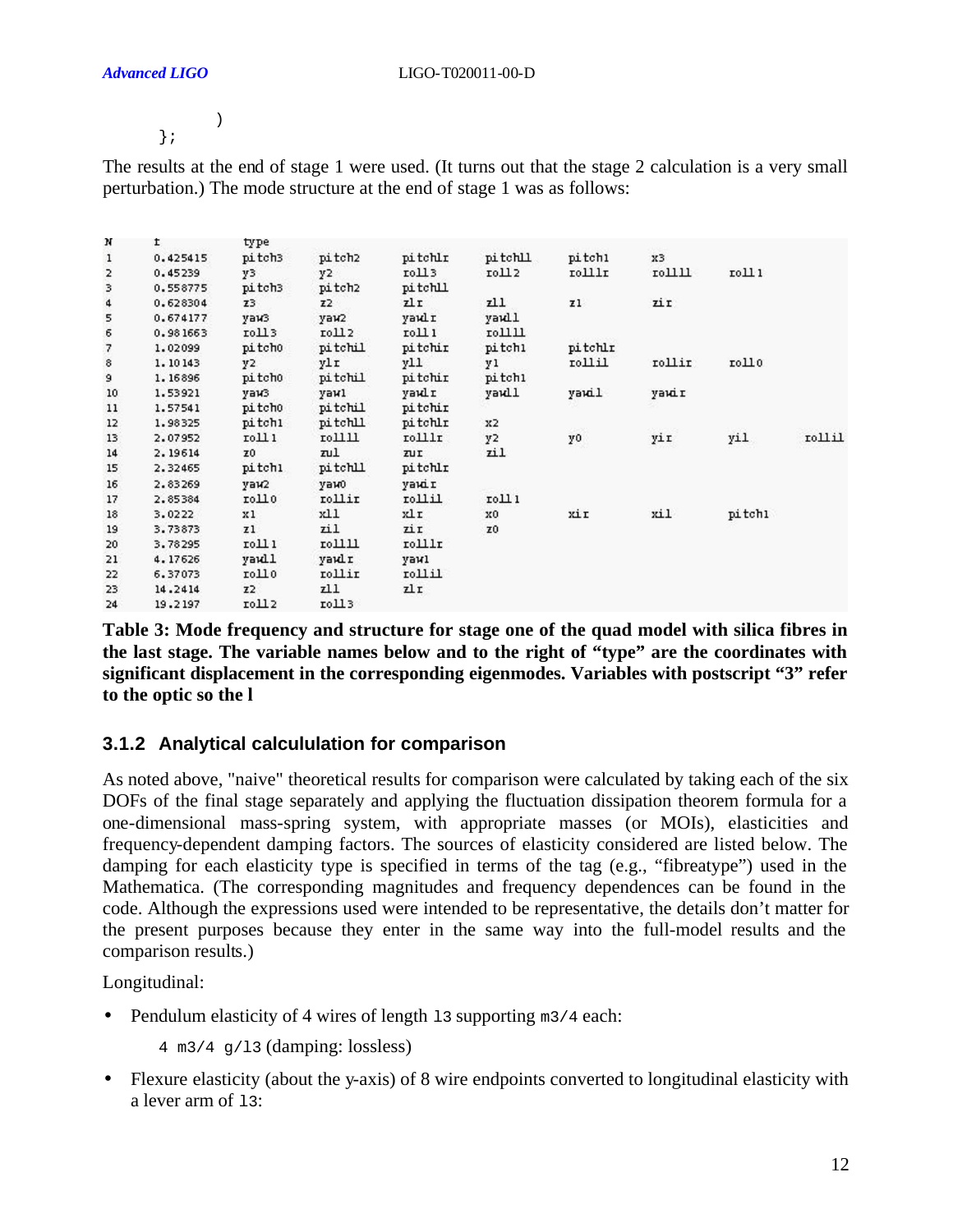```
        )
    };
```

The results at the end of stage 1 were used. (It turns out that the stage 2 calculation is a very small perturbation.) The mode structure at the end of stage 1 was as follows:

| N | f | type | | | | | | | |
|---|---|---|---|---|---|---|---|---|---|
| 1 | 0.425415 | pitch3 | pitch2 | pitchlr | pitchll | pitch1 | x3 | | |
| 2 | 0.45239 | y3 | y2 | roll3 | roll2 | rolllr | rollll | roll1 | |
| 3 | 0.558775 | pitch3 | pitch2 | pitchll | | | | | |
| 4 | 0.628304 | z3 | z2 | zlr | zll | z1 | zir | | |
| 5 | 0.674177 | yaw3 | yaw2 | yawlr | yawll | | | | |
| 6 | 0.981663 | roll3 | roll2 | roll1 | rollll | | | | |
| 7 | 1.02099 | pitch0 | pitchil | pitchir | pitch1 | pitchlr | | | |
| 8 | 1.10143 | y2 | ylr | yll | y1 | rollil | rollir | roll0 | |
| 9 | 1.16896 | pitch0 | pitchil | pitchir | pitch1 | | | | |
| 10 | 1.53921 | yaw3 | yaw1 | yawlr | yawll | yawil | yawir | | |
| 11 | 1.57541 | pitch0 | pitchil | pitchir | | | | | |
| 12 | 1.98325 | pitch1 | pitchll | pitchlr | x2 | | | | |
| 13 | 2.07952 | roll1 | rollll | rolllr | y2 | y0 | yir | yil | rollil |
| 14 | 2.19614 | z0 | zul | zur | zil | | | | |
| 15 | 2.32465 | pitch1 | pitchll | pitchlr | | | | | |
| 16 | 2.83269 | yaw2 | yaw0 | yawir | | | | | |
| 17 | 2.85384 | roll0 | rollir | rollil | roll1 | | | | |
| 18 | 3.0222 | x1 | xll | xlr | x0 | xir | xil | pitch1 | |
| 19 | 3.73873 | z1 | zil | zir | z0 | | | | |
| 20 | 3.78295 | roll1 | rollll | rolllr | | | | | |
| 21 | 4.17626 | yawll | yawlr | yaw1 | | | | | |
| 22 | 6.37073 | roll0 | rollir | rollil | | | | | |
| 23 | 14.2414 | z2 | zll | zlr | | | | | |
| 24 | 19.2197 | roll2 | roll3 | | | | | | |

**Table 3: Mode frequency and structure for stage one of the quad model with silica fibres in the last stage. The variable names below and to the right of "type" are the coordinates with significant displacement in the corresponding eigenmodes. Variables with postscript "3" refer to the optic so the l**

### 3.1.2 Analytical calcululation for comparison

As noted above, "naive" theoretical results for comparison were calculated by taking each of the six DOFs of the final stage separately and applying the fluctuation dissipation theorem formula for a one-dimensional mass-spring system, with appropriate masses (or MOIs), elasticities and frequency-dependent damping factors. The sources of elasticity considered are listed below. The damping for each elasticity type is specified in terms of the tag (e.g., "fibreatype") used in the Mathematica. (The corresponding magnitudes and frequency dependences can be found in the code. Although the expressions used were intended to be representative, the details don't matter for the present purposes because they enter in the same way into the full-model results and the comparison results.)

Longitudinal:

- Pendulum elasticity of 4 wires of length `l3` supporting `m3/4` each:

  `4 m3/4 g/l3` (damping: lossless)

- Flexure elasticity (about the y-axis) of 8 wire endpoints converted to longitudinal elasticity with a lever arm of `l3`: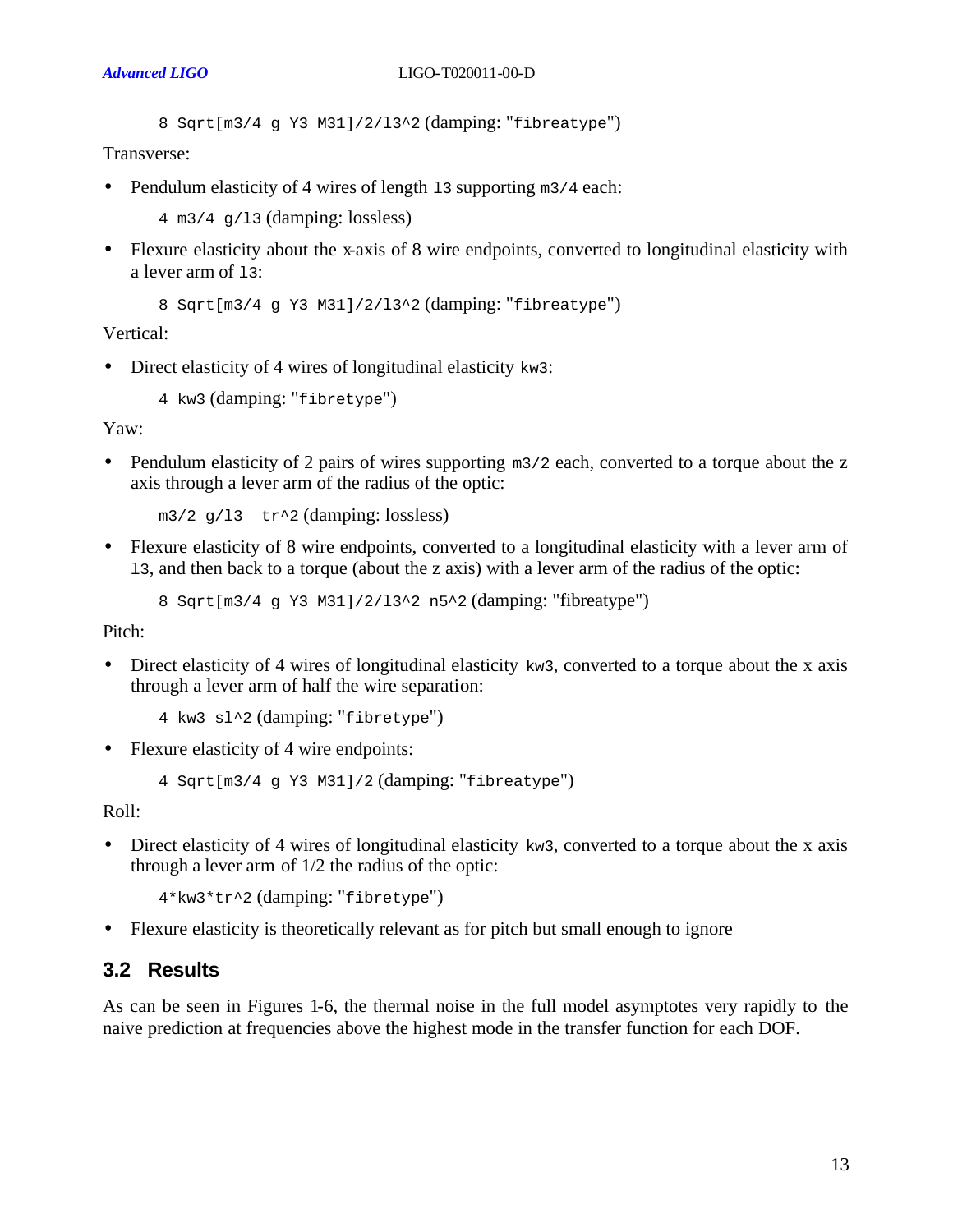`8 Sqrt[m3/4 g Y3 M31]/2/l3^2` (damping: "`fibreatype`")

Transverse:

- Pendulum elasticity of 4 wires of length `l3` supporting `m3/4` each:

  `4 m3/4 g/l3` (damping: lossless)

- Flexure elasticity about the x-axis of 8 wire endpoints, converted to longitudinal elasticity with a lever arm of `l3`:

  `8 Sqrt[m3/4 g Y3 M31]/2/l3^2` (damping: "`fibreatype`")

Vertical:

- Direct elasticity of 4 wires of longitudinal elasticity `kw3`:

  `4 kw3` (damping: "`fibretype`")

Yaw:

- Pendulum elasticity of 2 pairs of wires supporting `m3/2` each, converted to a torque about the z axis through a lever arm of the radius of the optic:

  `m3/2 g/l3  tr^2` (damping: lossless)

- Flexure elasticity of 8 wire endpoints, converted to a longitudinal elasticity with a lever arm of `l3`, and then back to a torque (about the z axis) with a lever arm of the radius of the optic:

  `8 Sqrt[m3/4 g Y3 M31]/2/l3^2 n5^2` (damping: "fibreatype")

Pitch:

- Direct elasticity of 4 wires of longitudinal elasticity `kw3`, converted to a torque about the x axis through a lever arm of half the wire separation:

  `4 kw3 sl^2` (damping: "`fibretype`")

- Flexure elasticity of 4 wire endpoints:

  `4 Sqrt[m3/4 g Y3 M31]/2` (damping: "`fibreatype`")

Roll:

- Direct elasticity of 4 wires of longitudinal elasticity `kw3`, converted to a torque about the x axis through a lever arm of 1/2 the radius of the optic:

  `4*kw3*tr^2` (damping: "`fibretype`")

- Flexure elasticity is theoretically relevant as for pitch but small enough to ignore

## 3.2 Results

As can be seen in Figures 1-6, the thermal noise in the full model asymptotes very rapidly to the naive prediction at frequencies above the highest mode in the transfer function for each DOF.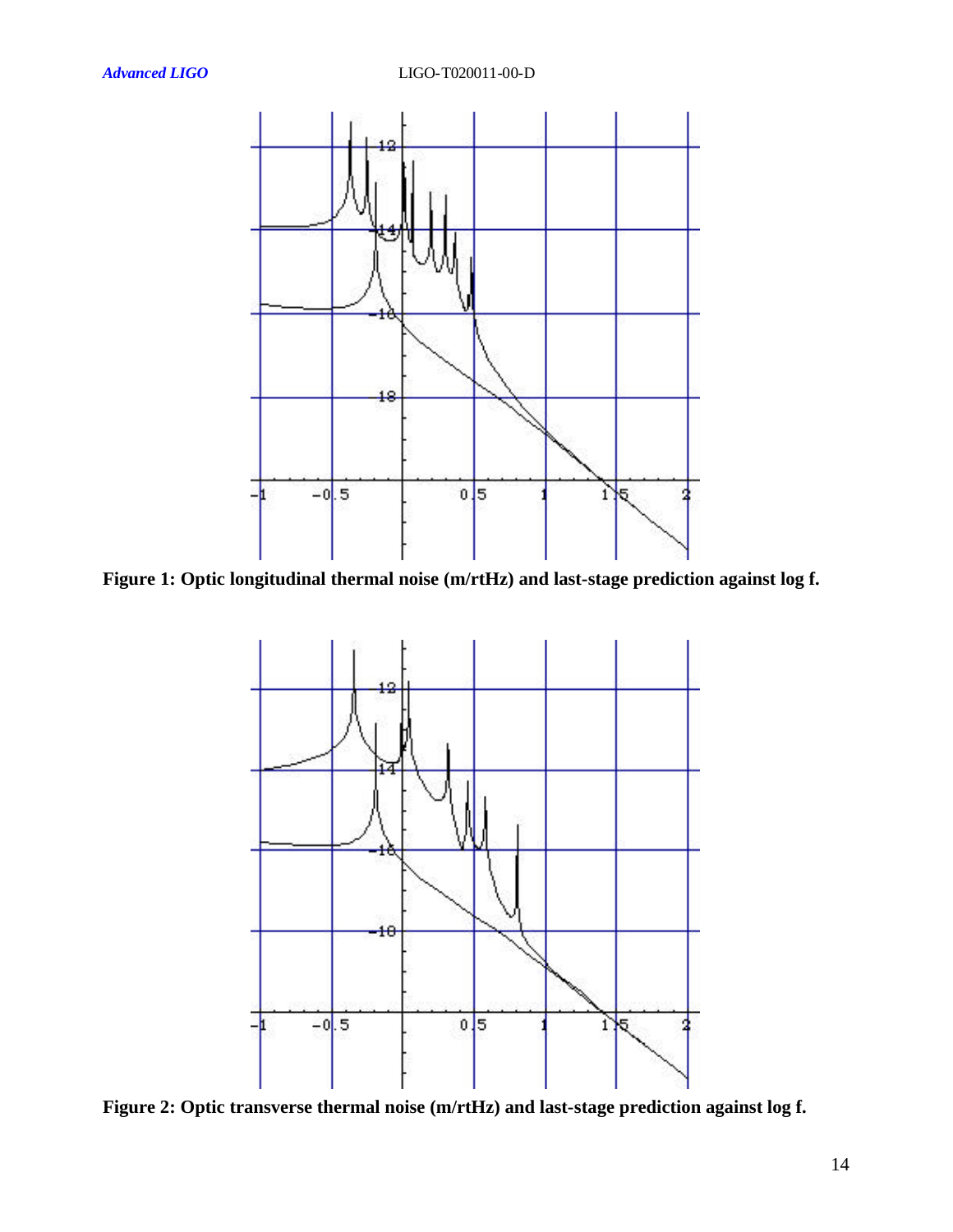**Figure 1: Optic longitudinal thermal noise (m/rtHz) and last-stage prediction against log f.**

**Figure 2: Optic transverse thermal noise (m/rtHz) and last-stage prediction against log f.**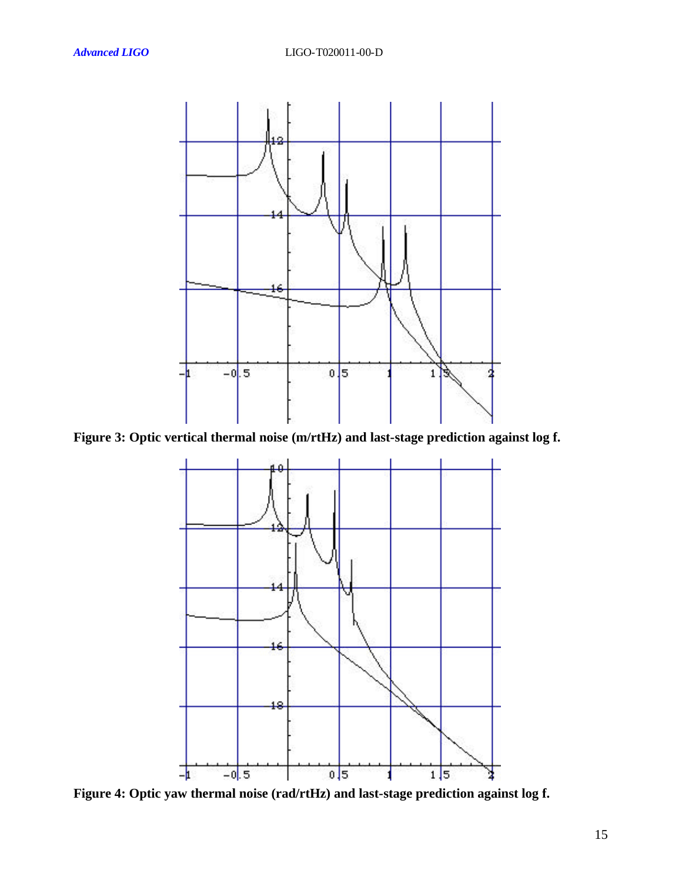Figure 3: Optic vertical thermal noise (m/rtHz) and last-stage prediction against log f.

Figure 4: Optic yaw thermal noise (rad/rtHz) and last-stage prediction against log f.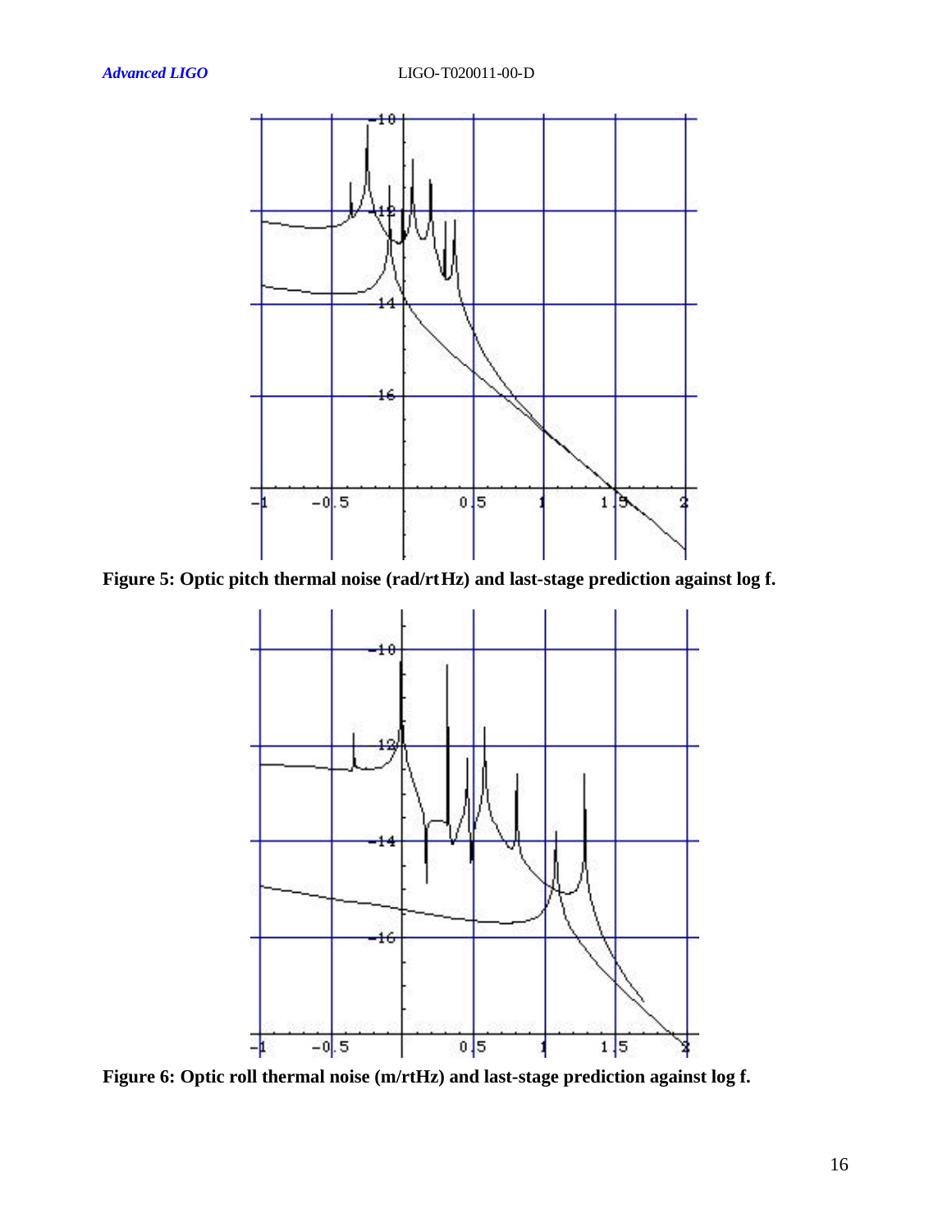Figure 5: Optic pitch thermal noise (rad/rtHz) and last-stage prediction against log f.

Figure 6: Optic roll thermal noise (m/rtHz) and last-stage prediction against log f.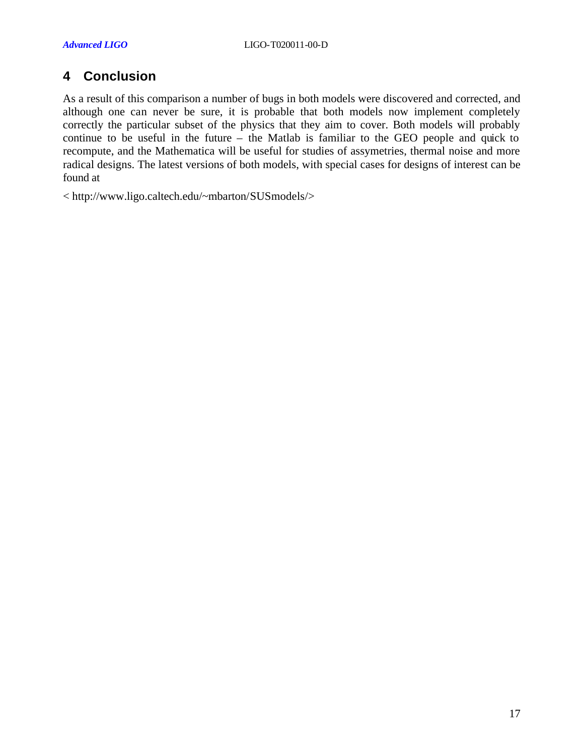# 4 Conclusion

As a result of this comparison a number of bugs in both models were discovered and corrected, and although one can never be sure, it is probable that both models now implement completely correctly the particular subset of the physics that they aim to cover. Both models will probably continue to be useful in the future – the Matlab is familiar to the GEO people and quick to recompute, and the Mathematica will be useful for studies of assymetries, thermal noise and more radical designs. The latest versions of both models, with special cases for designs of interest can be found at

< http://www.ligo.caltech.edu/~mbarton/SUSmodels/>